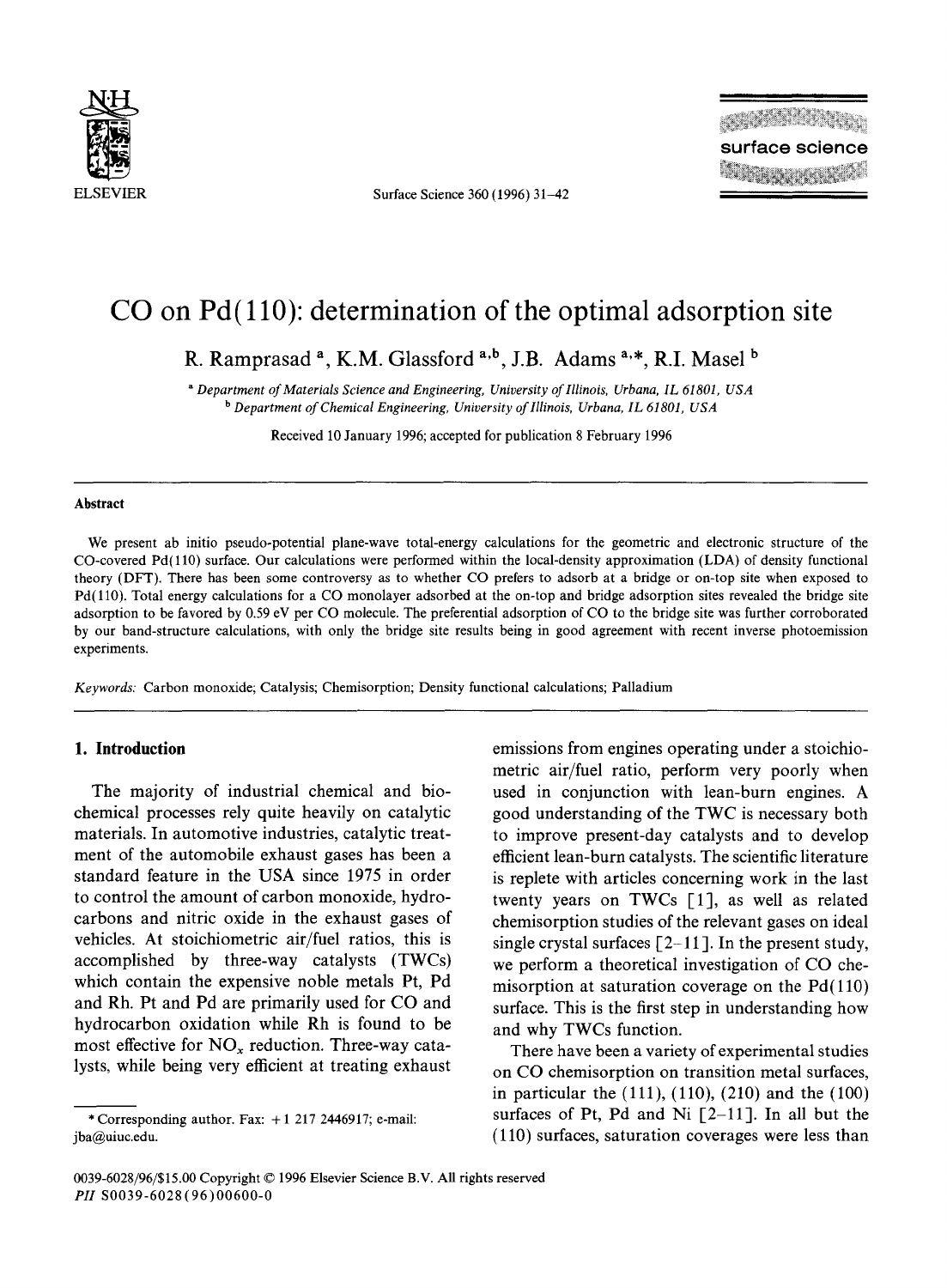# CO on Pd(110): determination of the optimal adsorption site

R. Ramprasad [a], K.M. Glassford [a,b], J.B. Adams [a,*], R.I. Masel [b]

[a] Department of Materials Science and Engineering, University of Illinois, Urbana, IL 61801, USA
[b] Department of Chemical Engineering, University of Illinois, Urbana, IL 61801, USA

Received 10 January 1996; accepted for publication 8 February 1996

## Abstract

We present ab initio pseudo-potential plane-wave total-energy calculations for the geometric and electronic structure of the CO-covered Pd(110) surface. Our calculations were performed within the local-density approximation (LDA) of density functional theory (DFT). There has been some controversy as to whether CO prefers to adsorb at a bridge or on-top site when exposed to Pd(110). Total energy calculations for a CO monolayer adsorbed at the on-top and bridge adsorption sites revealed the bridge site adsorption to be favored by 0.59 eV per CO molecule. The preferential adsorption of CO to the bridge site was further corroborated by our band-structure calculations, with only the bridge site results being in good agreement with recent inverse photoemission experiments.

*Keywords:* Carbon monoxide; Catalysis; Chemisorption; Density functional calculations; Palladium

## 1. Introduction

The majority of industrial chemical and biochemical processes rely quite heavily on catalytic materials. In automotive industries, catalytic treatment of the automobile exhaust gases has been a standard feature in the USA since 1975 in order to control the amount of carbon monoxide, hydrocarbons and nitric oxide in the exhaust gases of vehicles. At stoichiometric air/fuel ratios, this is accomplished by three-way catalysts (TWCs) which contain the expensive noble metals Pt, Pd and Rh. Pt and Pd are primarily used for CO and hydrocarbon oxidation while Rh is found to be most effective for $NO_x$ reduction. Three-way catalysts, while being very efficient at treating exhaust emissions from engines operating under a stoichiometric air/fuel ratio, perform very poorly when used in conjunction with lean-burn engines. A good understanding of the TWC is necessary both to improve present-day catalysts and to develop efficient lean-burn catalysts. The scientific literature is replete with articles concerning work in the last twenty years on TWCs [1], as well as related chemisorption studies of the relevant gases on ideal single crystal surfaces [2–11]. In the present study, we perform a theoretical investigation of CO chemisorption at saturation coverage on the Pd(110) surface. This is the first step in understanding how and why TWCs function.

There have been a variety of experimental studies on CO chemisorption on transition metal surfaces, in particular the (111), (110), (210) and the (100) surfaces of Pt, Pd and Ni [2–11]. In all but the (110) surfaces, saturation coverages were less than

* Corresponding author. Fax: +1 217 2446917; e-mail: jba@uiuc.edu.

0039-6028/96/$15.00 Copyright © 1996 Elsevier Science B.V. All rights reserved
PII S0039-6028(96)00600-0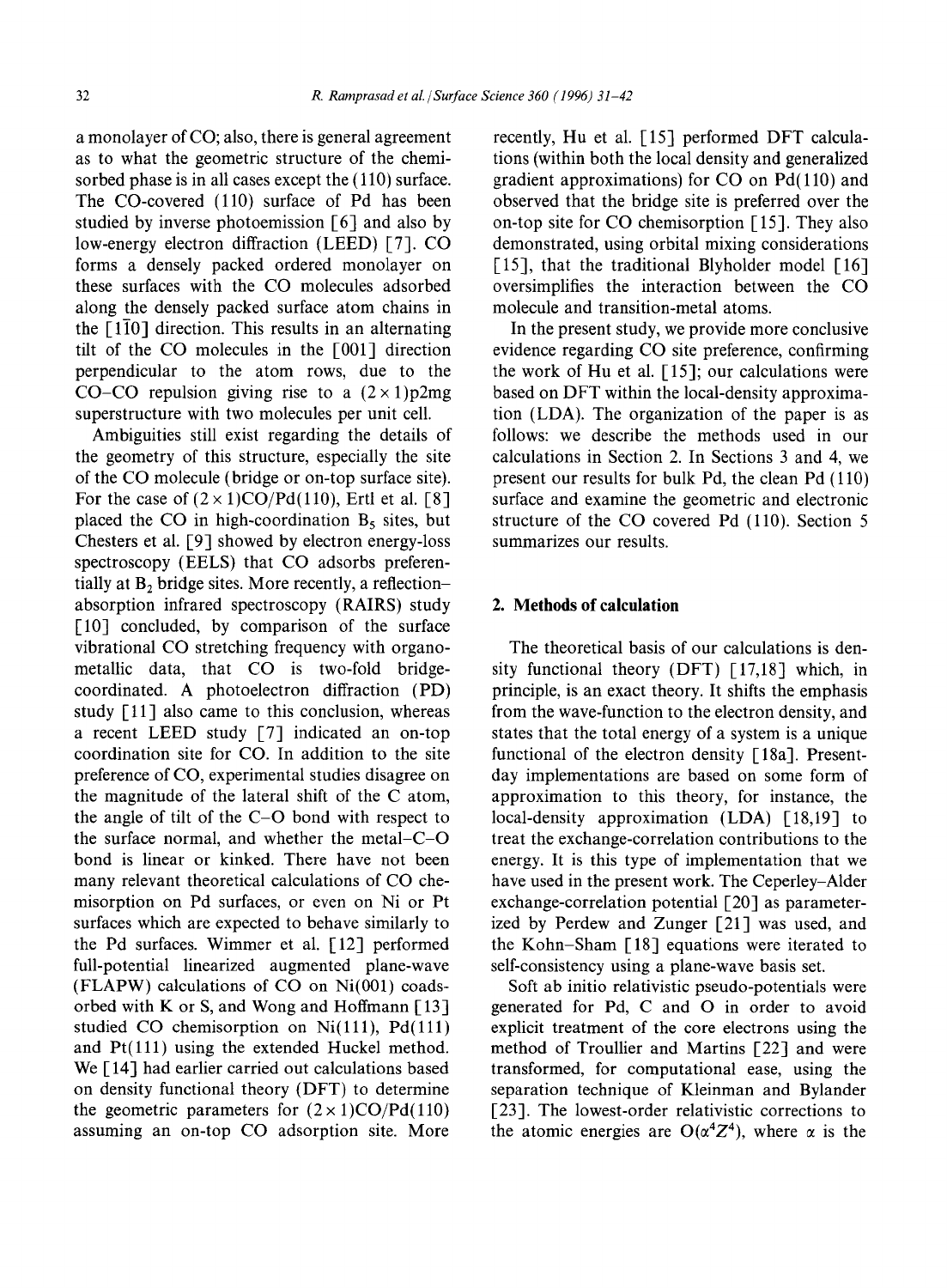a monolayer of CO; also, there is general agreement as to what the geometric structure of the chemisorbed phase is in all cases except the (110) surface. The CO-covered (110) surface of Pd has been studied by inverse photoemission [6] and also by low-energy electron diffraction (LEED) [7]. CO forms a densely packed ordered monolayer on these surfaces with the CO molecules adsorbed along the densely packed surface atom chains in the $[1\bar{1}0]$ direction. This results in an alternating tilt of the CO molecules in the [001] direction perpendicular to the atom rows, due to the CO–CO repulsion giving rise to a $(2\times1)$p2mg superstructure with two molecules per unit cell.

Ambiguities still exist regarding the details of the geometry of this structure, especially the site of the CO molecule (bridge or on-top surface site). For the case of $(2\times1)$CO/Pd(110), Ertl et al. [8] placed the CO in high-coordination $B_5$ sites, but Chesters et al. [9] showed by electron energy-loss spectroscopy (EELS) that CO adsorbs preferentially at $B_2$ bridge sites. More recently, a reflection–absorption infrared spectroscopy (RAIRS) study [10] concluded, by comparison of the surface vibrational CO stretching frequency with organometallic data, that CO is two-fold bridge-coordinated. A photoelectron diffraction (PD) study [11] also came to this conclusion, whereas a recent LEED study [7] indicated an on-top coordination site for CO. In addition to the site preference of CO, experimental studies disagree on the magnitude of the lateral shift of the C atom, the angle of tilt of the C–O bond with respect to the surface normal, and whether the metal–C–O bond is linear or kinked. There have not been many relevant theoretical calculations of CO chemisorption on Pd surfaces, or even on Ni or Pt surfaces which are expected to behave similarly to the Pd surfaces. Wimmer et al. [12] performed full-potential linearized augmented plane-wave (FLAPW) calculations of CO on Ni(001) coadsorbed with K or S, and Wong and Hoffmann [13] studied CO chemisorption on Ni(111), Pd(111) and Pt(111) using the extended Huckel method. We [14] had earlier carried out calculations based on density functional theory (DFT) to determine the geometric parameters for $(2\times1)$CO/Pd(110) assuming an on-top CO adsorption site. More recently, Hu et al. [15] performed DFT calculations (within both the local density and generalized gradient approximations) for CO on Pd(110) and observed that the bridge site is preferred over the on-top site for CO chemisorption [15]. They also demonstrated, using orbital mixing considerations [15], that the traditional Blyholder model [16] oversimplifies the interaction between the CO molecule and transition-metal atoms.

In the present study, we provide more conclusive evidence regarding CO site preference, confirming the work of Hu et al. [15]; our calculations were based on DFT within the local-density approximation (LDA). The organization of the paper is as follows: we describe the methods used in our calculations in Section 2. In Sections 3 and 4, we present our results for bulk Pd, the clean Pd (110) surface and examine the geometric and electronic structure of the CO covered Pd (110). Section 5 summarizes our results.

## 2. Methods of calculation

The theoretical basis of our calculations is density functional theory (DFT) [17,18] which, in principle, is an exact theory. It shifts the emphasis from the wave-function to the electron density, and states that the total energy of a system is a unique functional of the electron density [18a]. Present-day implementations are based on some form of approximation to this theory, for instance, the local-density approximation (LDA) [18,19] to treat the exchange-correlation contributions to the energy. It is this type of implementation that we have used in the present work. The Ceperley–Alder exchange-correlation potential [20] as parameterized by Perdew and Zunger [21] was used, and the Kohn–Sham [18] equations were iterated to self-consistency using a plane-wave basis set.

Soft ab initio relativistic pseudo-potentials were generated for Pd, C and O in order to avoid explicit treatment of the core electrons using the method of Troullier and Martins [22] and were transformed, for computational ease, using the separation technique of Kleinman and Bylander [23]. The lowest-order relativistic corrections to the atomic energies are $O(\alpha^4 Z^4)$, where $\alpha$ is the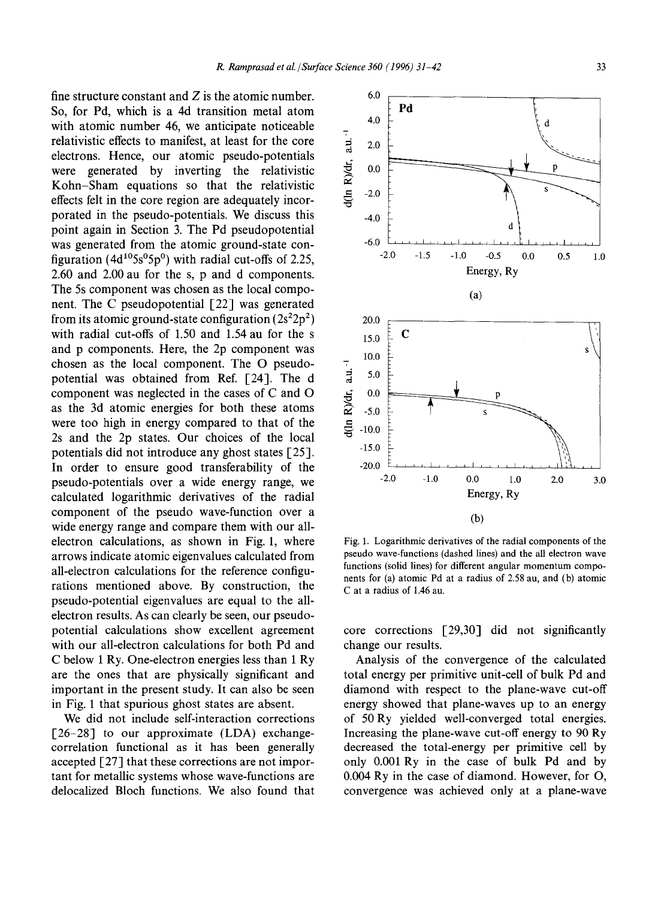fine structure constant and $Z$ is the atomic number. So, for Pd, which is a 4d transition metal atom with atomic number 46, we anticipate noticeable relativistic effects to manifest, at least for the core electrons. Hence, our atomic pseudo-potentials were generated by inverting the relativistic Kohn–Sham equations so that the relativistic effects felt in the core region are adequately incorporated in the pseudo-potentials. We discuss this point again in Section 3. The Pd pseudopotential was generated from the atomic ground-state configuration ($4d^{10}5s^{0}5p^{0}$) with radial cut-offs of 2.25, 2.60 and 2.00 au for the s, p and d components. The 5s component was chosen as the local component. The C pseudopotential [22] was generated from its atomic ground-state configuration ($2s^{2}2p^{2}$) with radial cut-offs of 1.50 and 1.54 au for the s and p components. Here, the 2p component was chosen as the local component. The O pseudopotential was obtained from Ref. [24]. The d component was neglected in the cases of C and O as the 3d atomic energies for both these atoms were too high in energy compared to that of the 2s and the 2p states. Our choices of the local potentials did not introduce any ghost states [25]. In order to ensure good transferability of the pseudo-potentials over a wide energy range, we calculated logarithmic derivatives of the radial component of the pseudo wave-function over a wide energy range and compare them with our all-electron calculations, as shown in Fig. 1, where arrows indicate atomic eigenvalues calculated from all-electron calculations for the reference configurations mentioned above. By construction, the pseudo-potential eigenvalues are equal to the all-electron results. As can clearly be seen, our pseudopotential calculations show excellent agreement with our all-electron calculations for both Pd and C below 1 Ry. One-electron energies less than 1 Ry are the ones that are physically significant and important in the present study. It can also be seen in Fig. 1 that spurious ghost states are absent.

We did not include self-interaction corrections [26–28] to our approximate (LDA) exchange-correlation functional as it has been generally accepted [27] that these corrections are not important for metallic systems whose wave-functions are delocalized Bloch functions. We also found that core corrections [29,30] did not significantly change our results.

Fig. 1. Logarithmic derivatives of the radial components of the pseudo wave-functions (dashed lines) and the all electron wave functions (solid lines) for different angular momentum components for (a) atomic Pd at a radius of 2.58 au, and (b) atomic C at a radius of 1.46 au.

Analysis of the convergence of the calculated total energy per primitive unit-cell of bulk Pd and diamond with respect to the plane-wave cut-off energy showed that plane-waves up to an energy of 50 Ry yielded well-converged total energies. Increasing the plane-wave cut-off energy to 90 Ry decreased the total-energy per primitive cell by only 0.001 Ry in the case of bulk Pd and by 0.004 Ry in the case of diamond. However, for O, convergence was achieved only at a plane-wave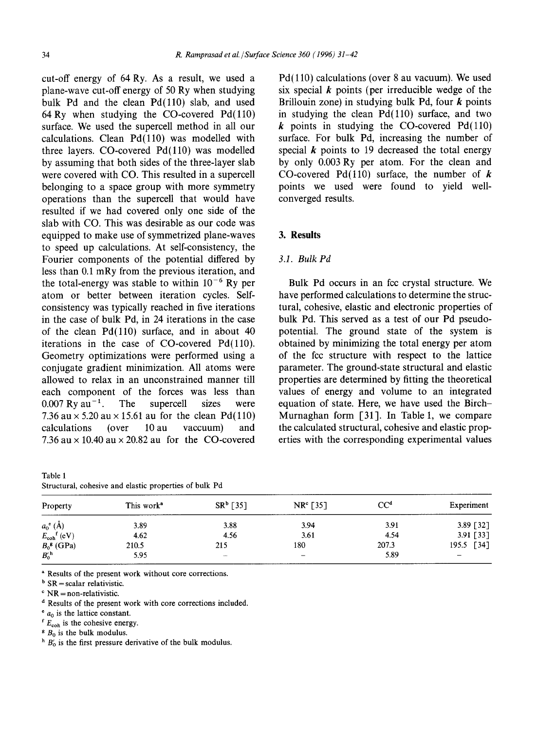cut-off energy of 64 Ry. As a result, we used a plane-wave cut-off energy of 50 Ry when studying bulk Pd and the clean Pd(110) slab, and used 64 Ry when studying the CO-covered Pd(110) surface. We used the supercell method in all our calculations. Clean Pd(110) was modelled with three layers. CO-covered Pd(110) was modelled by assuming that both sides of the three-layer slab were covered with CO. This resulted in a supercell belonging to a space group with more symmetry operations than the supercell that would have resulted if we had covered only one side of the slab with CO. This was desirable as our code was equipped to make use of symmetrized plane-waves to speed up calculations. At self-consistency, the Fourier components of the potential differed by less than 0.1 mRy from the previous iteration, and the total-energy was stable to within $10^{-6}$ Ry per atom or better between iteration cycles. Self-consistency was typically reached in five iterations in the case of bulk Pd, in 24 iterations in the case of the clean Pd(110) surface, and in about 40 iterations in the case of CO-covered Pd(110). Geometry optimizations were performed using a conjugate gradient minimization. All atoms were allowed to relax in an unconstrained manner till each component of the forces was less than 0.007 Ry au$^{-1}$. The supercell sizes were 7.36 au × 5.20 au × 15.61 au for the clean Pd(110) calculations (over 10 au vaccuum) and 7.36 au × 10.40 au × 20.82 au for the CO-covered Pd(110) calculations (over 8 au vacuum). We used six special ***k*** points (per irreducible wedge of the Brillouin zone) in studying bulk Pd, four ***k*** points in studying the clean Pd(110) surface, and two ***k*** points in studying the CO-covered Pd(110) surface. For bulk Pd, increasing the number of special ***k*** points to 19 decreased the total energy by only 0.003 Ry per atom. For the clean and CO-covered Pd(110) surface, the number of ***k*** points we used were found to yield well-converged results.

## 3. Results

### 3.1. Bulk Pd

Bulk Pd occurs in an fcc crystal structure. We have performed calculations to determine the structural, cohesive, elastic and electronic properties of bulk Pd. This served as a test of our Pd pseudopotential. The ground state of the system is obtained by minimizing the total energy per atom of the fcc structure with respect to the lattice parameter. The ground-state structural and elastic properties are determined by fitting the theoretical values of energy and volume to an integrated equation of state. Here, we have used the Birch–Murnaghan form [31]. In Table 1, we compare the calculated structural, cohesive and elastic properties with the corresponding experimental values

Table 1
Structural, cohesive and elastic properties of bulk Pd

| Property | This work[a] | SR[b] [35] | NR[c] [35] | CC[d] | Experiment |
|---|---|---|---|---|---|
| $a_0$[e] (Å) | 3.89 | 3.88 | 3.94 | 3.91 | 3.89 [32] |
| $E_{coh}$[f] (eV) | 4.62 | 4.56 | 3.61 | 4.54 | 3.91 [33] |
| $B_0$[g] (GPa) | 210.5 | 215 | 180 | 207.3 | 195.5 [34] |
| $B_0'$[h] | 5.95 | – | – | 5.89 | – |

[a] Results of the present work without core corrections.
[b] SR = scalar relativistic.
[c] NR = non-relativistic.
[d] Results of the present work with core corrections included.
[e] $a_0$ is the lattice constant.
[f] $E_{coh}$ is the cohesive energy.
[g] $B_0$ is the bulk modulus.
[h] $B_0'$ is the first pressure derivative of the bulk modulus.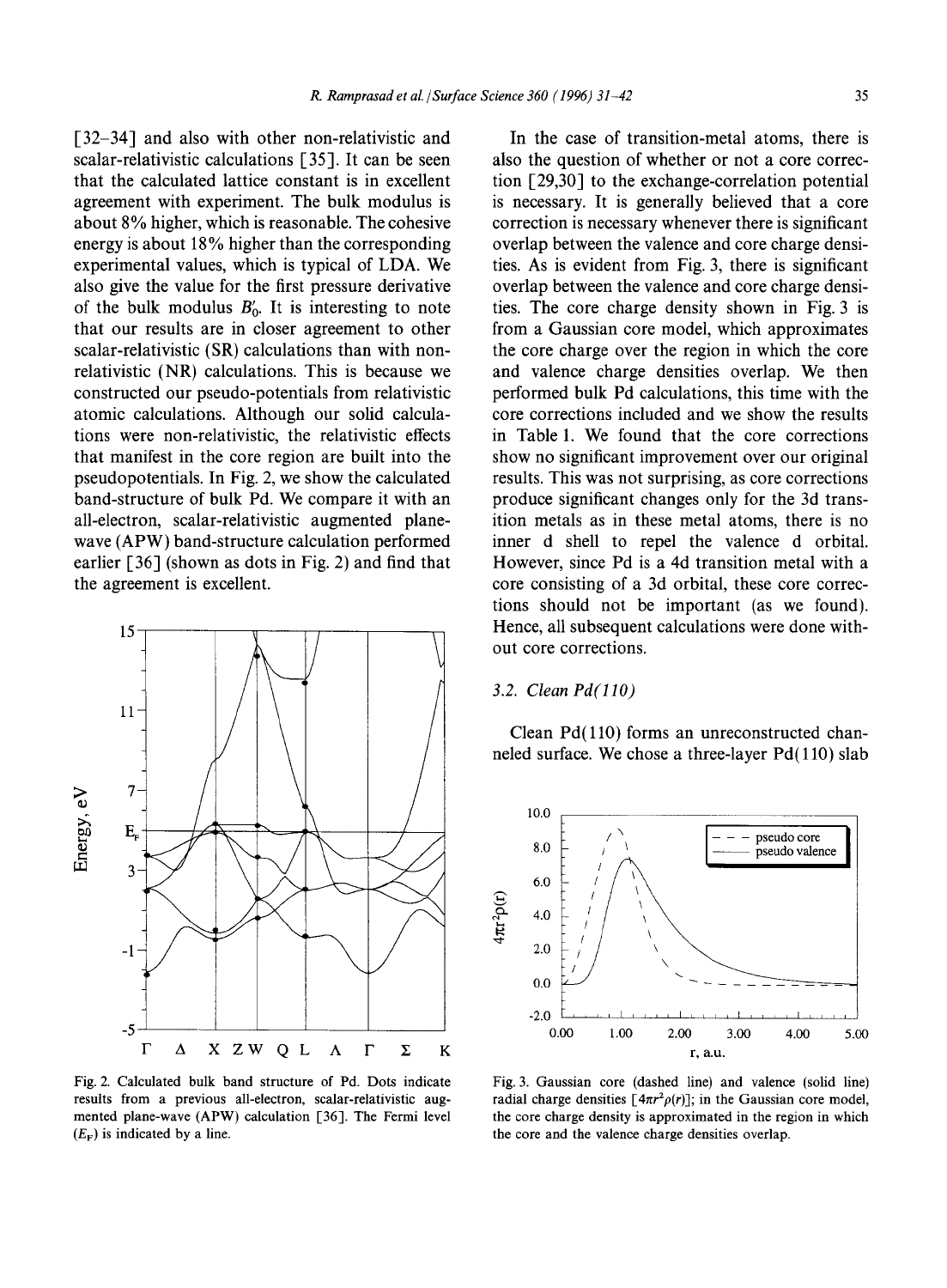[32–34] and also with other non-relativistic and scalar-relativistic calculations [35]. It can be seen that the calculated lattice constant is in excellent agreement with experiment. The bulk modulus is about 8% higher, which is reasonable. The cohesive energy is about 18% higher than the corresponding experimental values, which is typical of LDA. We also give the value for the first pressure derivative of the bulk modulus $B_0'$. It is interesting to note that our results are in closer agreement to other scalar-relativistic (SR) calculations than with non-relativistic (NR) calculations. This is because we constructed our pseudo-potentials from relativistic atomic calculations. Although our solid calculations were non-relativistic, the relativistic effects that manifest in the core region are built into the pseudopotentials. In Fig. 2, we show the calculated band-structure of bulk Pd. We compare it with an all-electron, scalar-relativistic augmented plane-wave (APW) band-structure calculation performed earlier [36] (shown as dots in Fig. 2) and find that the agreement is excellent.

Fig. 2. Calculated bulk band structure of Pd. Dots indicate results from a previous all-electron, scalar-relativistic augmented plane-wave (APW) calculation [36]. The Fermi level ($E_F$) is indicated by a line.

In the case of transition-metal atoms, there is also the question of whether or not a core correction [29,30] to the exchange-correlation potential is necessary. It is generally believed that a core correction is necessary whenever there is significant overlap between the valence and core charge densities. As is evident from Fig. 3, there is significant overlap between the valence and core charge densities. The core charge density shown in Fig. 3 is from a Gaussian core model, which approximates the core charge over the region in which the core and valence charge densities overlap. We then performed bulk Pd calculations, this time with the core corrections included and we show the results in Table 1. We found that the core corrections show no significant improvement over our original results. This was not surprising, as core corrections produce significant changes only for the 3d transition metals as in these metal atoms, there is no inner d shell to repel the valence d orbital. However, since Pd is a 4d transition metal with a core consisting of a 3d orbital, these core corrections should not be important (as we found). Hence, all subsequent calculations were done without core corrections.

### 3.2. Clean Pd(110)

Clean Pd(110) forms an unreconstructed channeled surface. We chose a three-layer Pd(110) slab

Fig. 3. Gaussian core (dashed line) and valence (solid line) radial charge densities [$4\pi r^2\rho(r)$]; in the Gaussian core model, the core charge density is approximated in the region in which the core and the valence charge densities overlap.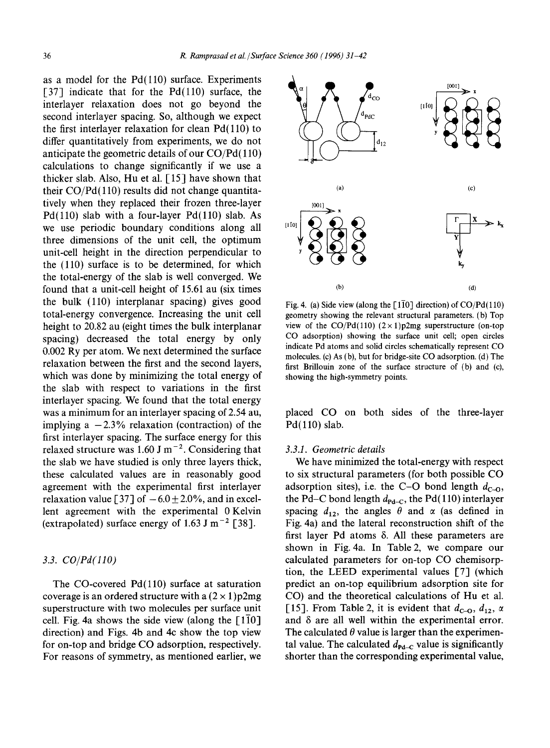as a model for the Pd(110) surface. Experiments [37] indicate that for the Pd(110) surface, the interlayer relaxation does not go beyond the second interlayer spacing. So, although we expect the first interlayer relaxation for clean Pd(110) to differ quantitatively from experiments, we do not anticipate the geometric details of our CO/Pd(110) calculations to change significantly if we use a thicker slab. Also, Hu et al. [15] have shown that their CO/Pd(110) results did not change quantitatively when they replaced their frozen three-layer Pd(110) slab with a four-layer Pd(110) slab. As we use periodic boundary conditions along all three dimensions of the unit cell, the optimum unit-cell height in the direction perpendicular to the (110) surface is to be determined, for which the total-energy of the slab is well converged. We found that a unit-cell height of 15.61 au (six times the bulk (110) interplanar spacing) gives good total-energy convergence. Increasing the unit cell height to 20.82 au (eight times the bulk interplanar spacing) decreased the total energy by only 0.002 Ry per atom. We next determined the surface relaxation between the first and the second layers, which was done by minimizing the total energy of the slab with respect to variations in the first interlayer spacing. We found that the total energy was a minimum for an interlayer spacing of 2.54 au, implying a −2.3% relaxation (contraction) of the first interlayer spacing. The surface energy for this relaxed structure was 1.60 J m$^{-2}$. Considering that the slab we have studied is only three layers thick, these calculated values are in reasonably good agreement with the experimental first interlayer relaxation value [37] of $-6.0 \pm 2.0\%$, and in excellent agreement with the experimental 0 Kelvin (extrapolated) surface energy of 1.63 J m$^{-2}$ [38].

### 3.3. CO/Pd(110)

The CO-covered Pd(110) surface at saturation coverage is an ordered structure with a (2 × 1)p2mg superstructure with two molecules per surface unit cell. Fig. 4a shows the side view (along the [1$\bar{1}$0] direction) and Figs. 4b and 4c show the top view for on-top and bridge CO adsorption, respectively. For reasons of symmetry, as mentioned earlier, we placed CO on both sides of the three-layer Pd(110) slab.

Fig. 4. (a) Side view (along the [1$\bar{1}$0] direction) of CO/Pd(110) geometry showing the relevant structural parameters. (b) Top view of the CO/Pd(110) (2 × 1)p2mg superstructure (on-top CO adsorption) showing the surface unit cell; open circles indicate Pd atoms and solid circles schematically represent CO molecules. (c) As (b), but for bridge-site CO adsorption. (d) The first Brillouin zone of the surface structure of (b) and (c), showing the high-symmetry points.

#### 3.3.1. Geometric details

We have minimized the total-energy with respect to six structural parameters (for both possible CO adsorption sites), i.e. the C–O bond length $d_{C-O}$, the Pd–C bond length $d_{Pd-C}$, the Pd(110) interlayer spacing $d_{12}$, the angles $\theta$ and $\alpha$ (as defined in Fig. 4a) and the lateral reconstruction shift of the first layer Pd atoms $\delta$. All these parameters are shown in Fig. 4a. In Table 2, we compare our calculated parameters for on-top CO chemisorption, the LEED experimental values [7] (which predict an on-top equilibrium adsorption site for CO) and the theoretical calculations of Hu et al. [15]. From Table 2, it is evident that $d_{C-O}$, $d_{12}$, $\alpha$ and $\delta$ are all well within the experimental error. The calculated $\theta$ value is larger than the experimental value. The calculated $d_{Pd-C}$ value is significantly shorter than the corresponding experimental value,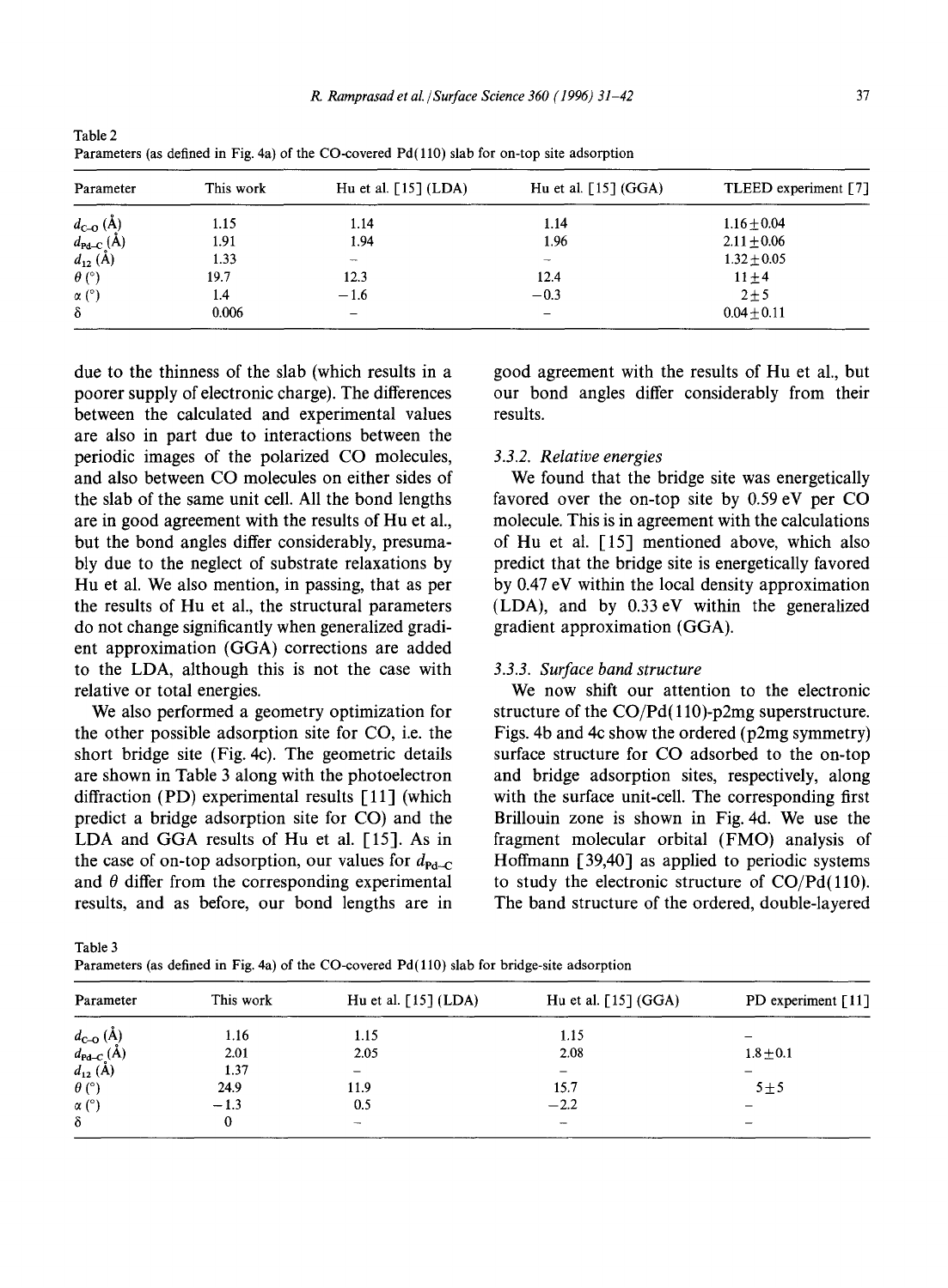Table 2
Parameters (as defined in Fig. 4a) of the CO-covered Pd(110) slab for on-top site adsorption

| Parameter | This work | Hu et al. [15] (LDA) | Hu et al. [15] (GGA) | TLEED experiment [7] |
|---|---|---|---|---|
| $d_{C-O}$ (Å) | 1.15 | 1.14 | 1.14 | 1.16±0.04 |
| $d_{Pd-C}$ (Å) | 1.91 | 1.94 | 1.96 | 2.11±0.06 |
| $d_{12}$ (Å) | 1.33 | – | – | 1.32±0.05 |
| $\theta$ (°) | 19.7 | 12.3 | 12.4 | 11±4 |
| $\alpha$ (°) | 1.4 | −1.6 | −0.3 | 2±5 |
| $\delta$ | 0.006 | – | – | 0.04±0.11 |

due to the thinness of the slab (which results in a poorer supply of electronic charge). The differences between the calculated and experimental values are also in part due to interactions between the periodic images of the polarized CO molecules, and also between CO molecules on either sides of the slab of the same unit cell. All the bond lengths are in good agreement with the results of Hu et al., but the bond angles differ considerably, presumably due to the neglect of substrate relaxations by Hu et al. We also mention, in passing, that as per the results of Hu et al., the structural parameters do not change significantly when generalized gradient approximation (GGA) corrections are added to the LDA, although this is not the case with relative or total energies.

We also performed a geometry optimization for the other possible adsorption site for CO, i.e. the short bridge site (Fig. 4c). The geometric details are shown in Table 3 along with the photoelectron diffraction (PD) experimental results [11] (which predict a bridge adsorption site for CO) and the LDA and GGA results of Hu et al. [15]. As in the case of on-top adsorption, our values for $d_{Pd-C}$ and $\theta$ differ from the corresponding experimental results, and as before, our bond lengths are in good agreement with the results of Hu et al., but our bond angles differ considerably from their results.

### 3.3.2. Relative energies

We found that the bridge site was energetically favored over the on-top site by 0.59 eV per CO molecule. This is in agreement with the calculations of Hu et al. [15] mentioned above, which also predict that the bridge site is energetically favored by 0.47 eV within the local density approximation (LDA), and by 0.33 eV within the generalized gradient approximation (GGA).

### 3.3.3. Surface band structure

We now shift our attention to the electronic structure of the CO/Pd(110)-p2mg superstructure. Figs. 4b and 4c show the ordered (p2mg symmetry) surface structure for CO adsorbed to the on-top and bridge adsorption sites, respectively, along with the surface unit-cell. The corresponding first Brillouin zone is shown in Fig. 4d. We use the fragment molecular orbital (FMO) analysis of Hoffmann [39,40] as applied to periodic systems to study the electronic structure of CO/Pd(110). The band structure of the ordered, double-layered

Table 3
Parameters (as defined in Fig. 4a) of the CO-covered Pd(110) slab for bridge-site adsorption

| Parameter | This work | Hu et al. [15] (LDA) | Hu et al. [15] (GGA) | PD experiment [11] |
|---|---|---|---|---|
| $d_{C-O}$ (Å) | 1.16 | 1.15 | 1.15 | – |
| $d_{Pd-C}$ (Å) | 2.01 | 2.05 | 2.08 | 1.8±0.1 |
| $d_{12}$ (Å) | 1.37 | – | – | – |
| $\theta$ (°) | 24.9 | 11.9 | 15.7 | 5±5 |
| $\alpha$ (°) | −1.3 | 0.5 | −2.2 | – |
| $\delta$ | 0 | – | – | – |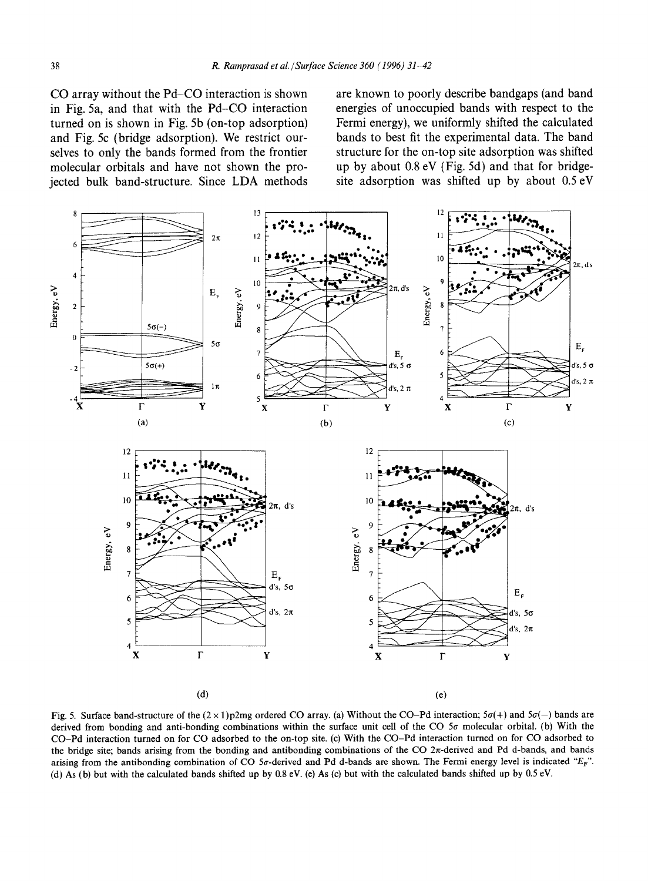CO array without the Pd–CO interaction is shown in Fig. 5a, and that with the Pd–CO interaction turned on is shown in Fig. 5b (on-top adsorption) and Fig. 5c (bridge adsorption). We restrict ourselves to only the bands formed from the frontier molecular orbitals and have not shown the projected bulk band-structure. Since LDA methods are known to poorly describe bandgaps (and band energies of unoccupied bands with respect to the Fermi energy), we uniformly shifted the calculated bands to best fit the experimental data. The band structure for the on-top site adsorption was shifted up by about 0.8 eV (Fig. 5d) and that for bridge-site adsorption was shifted up by about 0.5 eV

Fig. 5. Surface band-structure of the (2 × 1)p2mg ordered CO array. (a) Without the CO–Pd interaction; $5\sigma(+)$ and $5\sigma(-)$ bands are derived from bonding and anti-bonding combinations within the surface unit cell of the CO $5\sigma$ molecular orbital. (b) With the CO–Pd interaction turned on for CO adsorbed to the on-top site. (c) With the CO–Pd interaction turned on for CO adsorbed to the bridge site; bands arising from the bonding and antibonding combinations of the CO $2\pi$-derived and Pd d-bands, and bands arising from the antibonding combination of CO $5\sigma$-derived and Pd d-bands are shown. The Fermi energy level is indicated "$E_F$". (d) As (b) but with the calculated bands shifted up by 0.8 eV. (e) As (c) but with the calculated bands shifted up by 0.5 eV.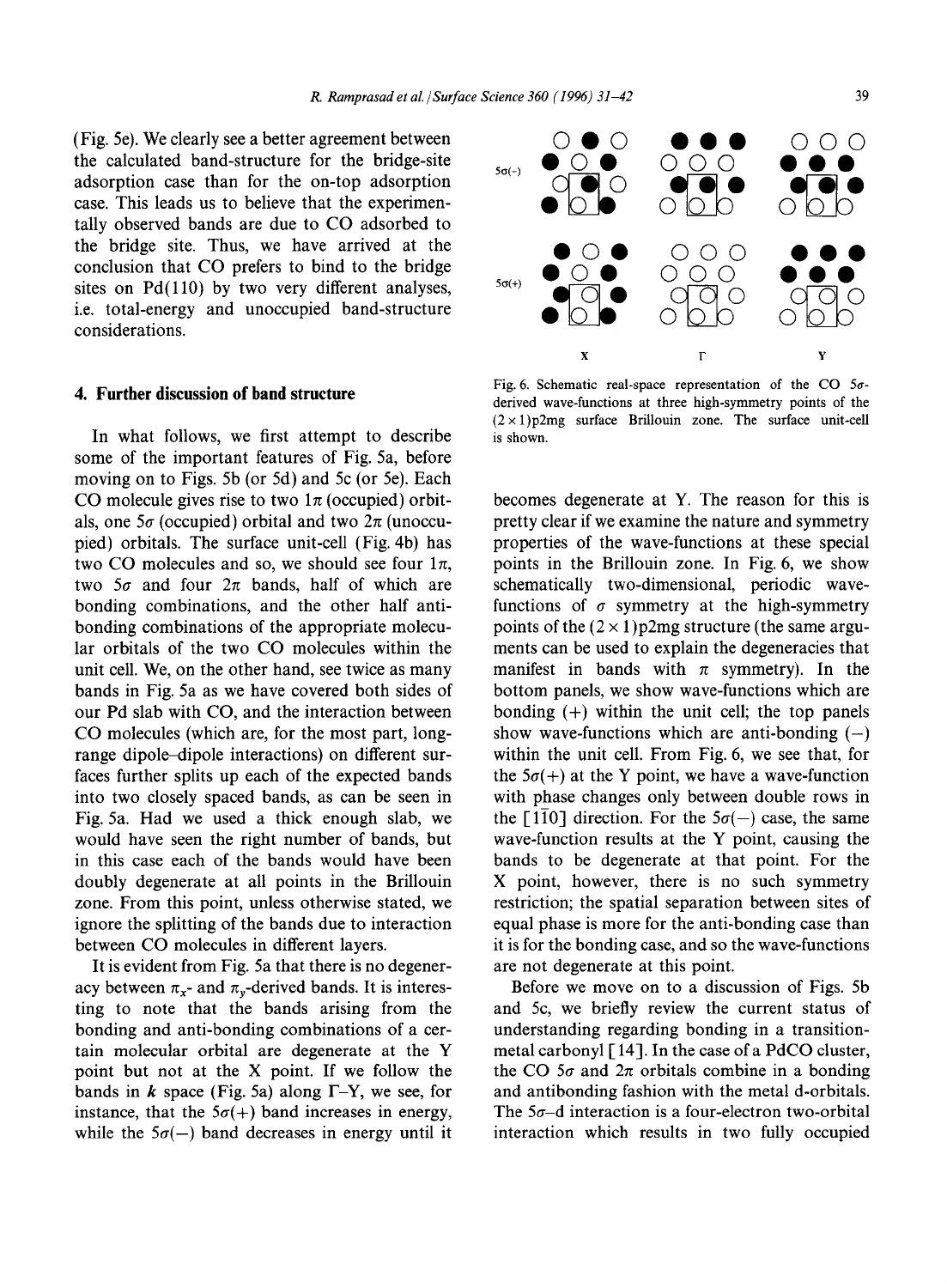(Fig. 5e). We clearly see a better agreement between the calculated band-structure for the bridge-site adsorption case than for the on-top adsorption case. This leads us to believe that the experimentally observed bands are due to CO adsorbed to the bridge site. Thus, we have arrived at the conclusion that CO prefers to bind to the bridge sites on Pd(110) by two very different analyses, i.e. total-energy and unoccupied band-structure considerations.

## 4. Further discussion of band structure

In what follows, we first attempt to describe some of the important features of Fig. 5a, before moving on to Figs. 5b (or 5d) and 5c (or 5e). Each CO molecule gives rise to two $1\pi$ (occupied) orbitals, one $5\sigma$ (occupied) orbital and two $2\pi$ (unoccupied) orbitals. The surface unit-cell (Fig. 4b) has two CO molecules and so, we should see four $1\pi$, two $5\sigma$ and four $2\pi$ bands, half of which are bonding combinations, and the other half anti-bonding combinations of the appropriate molecular orbitals of the two CO molecules within the unit cell. We, on the other hand, see twice as many bands in Fig. 5a as we have covered both sides of our Pd slab with CO, and the interaction between CO molecules (which are, for the most part, long-range dipole–dipole interactions) on different surfaces further splits up each of the expected bands into two closely spaced bands, as can be seen in Fig. 5a. Had we used a thick enough slab, we would have seen the right number of bands, but in this case each of the bands would have been doubly degenerate at all points in the Brillouin zone. From this point, unless otherwise stated, we ignore the splitting of the bands due to interaction between CO molecules in different layers.

It is evident from Fig. 5a that there is no degeneracy between $\pi_x$- and $\pi_y$-derived bands. It is interesting to note that the bands arising from the bonding and anti-bonding combinations of a certain molecular orbital are degenerate at the Y point but not at the X point. If we follow the bands in $\boldsymbol{k}$ space (Fig. 5a) along Γ–Y, we see, for instance, that the $5\sigma(+)$ band increases in energy, while the $5\sigma(-)$ band decreases in energy until it becomes degenerate at Y. The reason for this is pretty clear if we examine the nature and symmetry properties of the wave-functions at these special points in the Brillouin zone. In Fig. 6, we show schematically two-dimensional, periodic wave-functions of $\sigma$ symmetry at the high-symmetry points of the $(2\times1)$p2mg structure (the same arguments can be used to explain the degeneracies that manifest in bands with $\pi$ symmetry). In the bottom panels, we show wave-functions which are bonding (+) within the unit cell; the top panels show wave-functions which are anti-bonding (−) within the unit cell. From Fig. 6, we see that, for the $5\sigma(+)$ at the Y point, we have a wave-function with phase changes only between double rows in the $[1\bar{1}0]$ direction. For the $5\sigma(-)$ case, the same wave-function results at the Y point, causing the bands to be degenerate at that point. For the X point, however, there is no such symmetry restriction; the spatial separation between sites of equal phase is more for the anti-bonding case than it is for the bonding case, and so the wave-functions are not degenerate at this point.

Fig. 6. Schematic real-space representation of the CO $5\sigma$-derived wave-functions at three high-symmetry points of the $(2\times1)$p2mg surface Brillouin zone. The surface unit-cell is shown.

Before we move on to a discussion of Figs. 5b and 5c, we briefly review the current status of understanding regarding bonding in a transition-metal carbonyl [14]. In the case of a PdCO cluster, the CO $5\sigma$ and $2\pi$ orbitals combine in a bonding and antibonding fashion with the metal d-orbitals. The $5\sigma$–d interaction is a four-electron two-orbital interaction which results in two fully occupied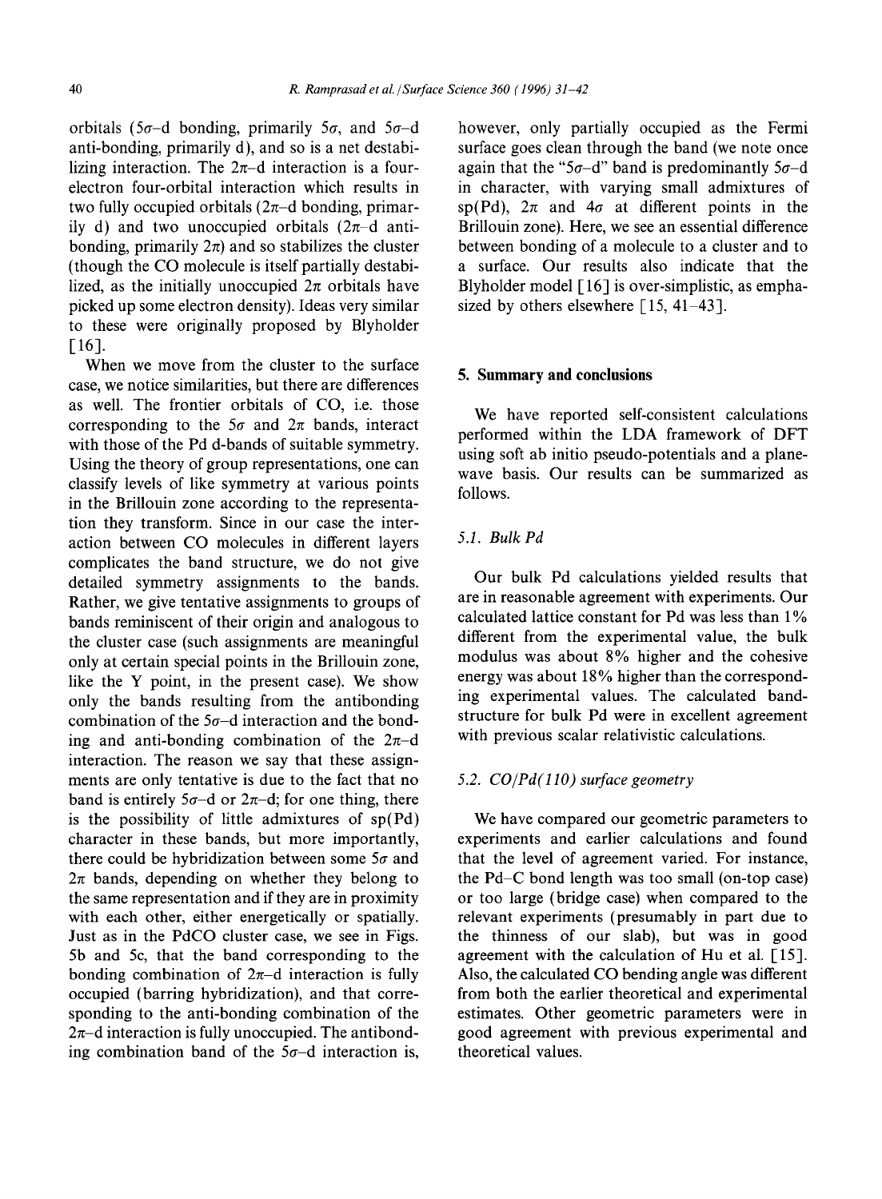orbitals ($5\sigma$–d bonding, primarily $5\sigma$, and $5\sigma$–d anti-bonding, primarily d), and so is a net destabilizing interaction. The $2\pi$–d interaction is a four-electron four-orbital interaction which results in two fully occupied orbitals ($2\pi$–d bonding, primarily d) and two unoccupied orbitals ($2\pi$–d anti-bonding, primarily $2\pi$) and so stabilizes the cluster (though the CO molecule is itself partially destabilized, as the initially unoccupied $2\pi$ orbitals have picked up some electron density). Ideas very similar to these were originally proposed by Blyholder [16].

When we move from the cluster to the surface case, we notice similarities, but there are differences as well. The frontier orbitals of CO, i.e. those corresponding to the $5\sigma$ and $2\pi$ bands, interact with those of the Pd d-bands of suitable symmetry. Using the theory of group representations, one can classify levels of like symmetry at various points in the Brillouin zone according to the representation they transform. Since in our case the interaction between CO molecules in different layers complicates the band structure, we do not give detailed symmetry assignments to the bands. Rather, we give tentative assignments to groups of bands reminiscent of their origin and analogous to the cluster case (such assignments are meaningful only at certain special points in the Brillouin zone, like the Y point, in the present case). We show only the bands resulting from the antibonding combination of the $5\sigma$–d interaction and the bonding and anti-bonding combination of the $2\pi$–d interaction. The reason we say that these assignments are only tentative is due to the fact that no band is entirely $5\sigma$–d or $2\pi$–d; for one thing, there is the possibility of little admixtures of sp(Pd) character in these bands, but more importantly, there could be hybridization between some $5\sigma$ and $2\pi$ bands, depending on whether they belong to the same representation and if they are in proximity with each other, either energetically or spatially. Just as in the PdCO cluster case, we see in Figs. 5b and 5c, that the band corresponding to the bonding combination of $2\pi$–d interaction is fully occupied (barring hybridization), and that corresponding to the anti-bonding combination of the $2\pi$–d interaction is fully unoccupied. The antibonding combination band of the $5\sigma$–d interaction is, however, only partially occupied as the Fermi surface goes clean through the band (we note once again that the "$5\sigma$–d" band is predominantly $5\sigma$–d in character, with varying small admixtures of sp(Pd), $2\pi$ and $4\sigma$ at different points in the Brillouin zone). Here, we see an essential difference between bonding of a molecule to a cluster and to a surface. Our results also indicate that the Blyholder model [16] is over-simplistic, as emphasized by others elsewhere [15, 41–43].

## 5. Summary and conclusions

We have reported self-consistent calculations performed within the LDA framework of DFT using soft ab initio pseudo-potentials and a plane-wave basis. Our results can be summarized as follows.

### 5.1. Bulk Pd

Our bulk Pd calculations yielded results that are in reasonable agreement with experiments. Our calculated lattice constant for Pd was less than 1% different from the experimental value, the bulk modulus was about 8% higher and the cohesive energy was about 18% higher than the corresponding experimental values. The calculated band-structure for bulk Pd were in excellent agreement with previous scalar relativistic calculations.

### 5.2. CO/Pd(110) surface geometry

We have compared our geometric parameters to experiments and earlier calculations and found that the level of agreement varied. For instance, the Pd–C bond length was too small (on-top case) or too large (bridge case) when compared to the relevant experiments (presumably in part due to the thinness of our slab), but was in good agreement with the calculation of Hu et al. [15]. Also, the calculated CO bending angle was different from both the earlier theoretical and experimental estimates. Other geometric parameters were in good agreement with previous experimental and theoretical values.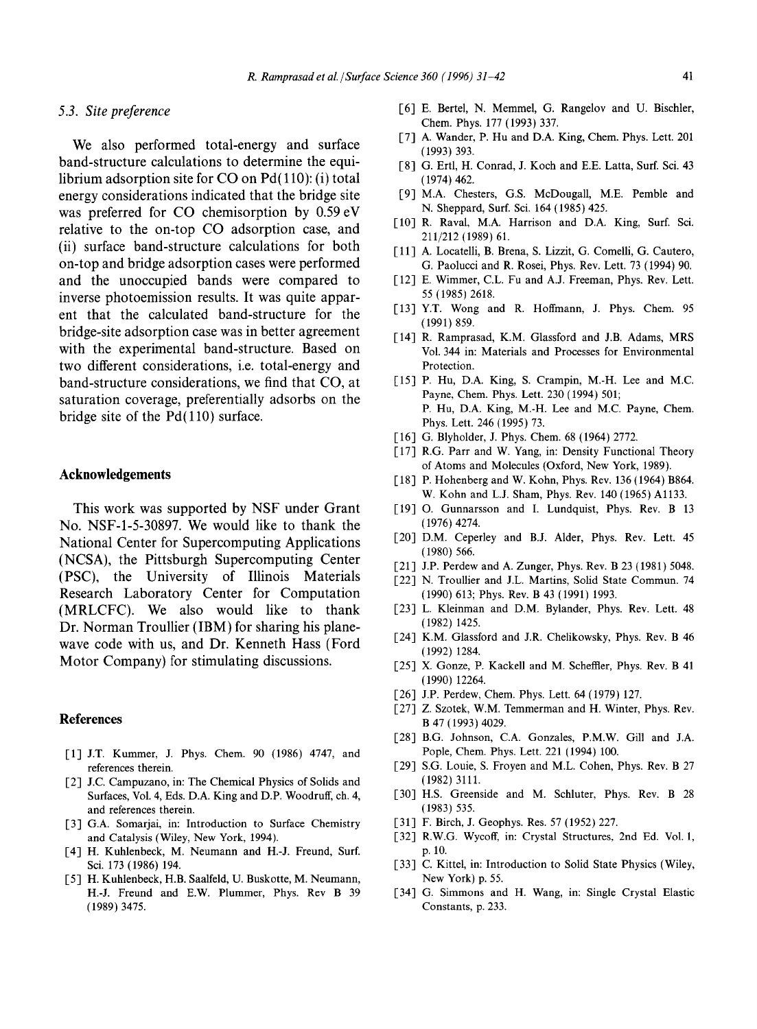### 5.3. Site preference

We also performed total-energy and surface band-structure calculations to determine the equilibrium adsorption site for CO on Pd(110): (i) total energy considerations indicated that the bridge site was preferred for CO chemisorption by 0.59 eV relative to the on-top CO adsorption case, and (ii) surface band-structure calculations for both on-top and bridge adsorption cases were performed and the unoccupied bands were compared to inverse photoemission results. It was quite apparent that the calculated band-structure for the bridge-site adsorption case was in better agreement with the experimental band-structure. Based on two different considerations, i.e. total-energy and band-structure considerations, we find that CO, at saturation coverage, preferentially adsorbs on the bridge site of the Pd(110) surface.

## Acknowledgements

This work was supported by NSF under Grant No. NSF-1-5-30897. We would like to thank the National Center for Supercomputing Applications (NCSA), the Pittsburgh Supercomputing Center (PSC), the University of Illinois Materials Research Laboratory Center for Computation (MRLCFC). We also would like to thank Dr. Norman Troullier (IBM) for sharing his plane-wave code with us, and Dr. Kenneth Hass (Ford Motor Company) for stimulating discussions.

## References

[1] J.T. Kummer, J. Phys. Chem. 90 (1986) 4747, and references therein.

[2] J.C. Campuzano, in: The Chemical Physics of Solids and Surfaces, Vol. 4, Eds. D.A. King and D.P. Woodruff, ch. 4, and references therein.

[3] G.A. Somarjai, in: Introduction to Surface Chemistry and Catalysis (Wiley, New York, 1994).

[4] H. Kuhlenbeck, M. Neumann and H.-J. Freund, Surf. Sci. 173 (1986) 194.

[5] H. Kuhlenbeck, H.B. Saalfeld, U. Buskotte, M. Neumann, H.-J. Freund and E.W. Plummer, Phys. Rev B 39 (1989) 3475.

[6] E. Bertel, N. Memmel, G. Rangelov and U. Bischler, Chem. Phys. 177 (1993) 337.

[7] A. Wander, P. Hu and D.A. King, Chem. Phys. Lett. 201 (1993) 393.

[8] G. Ertl, H. Conrad, J. Koch and E.E. Latta, Surf. Sci. 43 (1974) 462.

[9] M.A. Chesters, G.S. McDougall, M.E. Pemble and N. Sheppard, Surf. Sci. 164 (1985) 425.

[10] R. Raval, M.A. Harrison and D.A. King, Surf. Sci. 211/212 (1989) 61.

[11] A. Locatelli, B. Brena, S. Lizzit, G. Comelli, G. Cautero, G. Paolucci and R. Rosei, Phys. Rev. Lett. 73 (1994) 90.

[12] E. Wimmer, C.L. Fu and A.J. Freeman, Phys. Rev. Lett. 55 (1985) 2618.

[13] Y.T. Wong and R. Hoffmann, J. Phys. Chem. 95 (1991) 859.

[14] R. Ramprasad, K.M. Glassford and J.B. Adams, MRS Vol. 344 in: Materials and Processes for Environmental Protection.

[15] P. Hu, D.A. King, S. Crampin, M.-H. Lee and M.C. Payne, Chem. Phys. Lett. 230 (1994) 501; P. Hu, D.A. King, M.-H. Lee and M.C. Payne, Chem. Phys. Lett. 246 (1995) 73.

[16] G. Blyholder, J. Phys. Chem. 68 (1964) 2772.

[17] R.G. Parr and W. Yang, in: Density Functional Theory of Atoms and Molecules (Oxford, New York, 1989).

[18] P. Hohenberg and W. Kohn, Phys. Rev. 136 (1964) B864. W. Kohn and L.J. Sham, Phys. Rev. 140 (1965) A1133.

[19] O. Gunnarsson and I. Lundquist, Phys. Rev. B 13 (1976) 4274.

[20] D.M. Ceperley and B.J. Alder, Phys. Rev. Lett. 45 (1980) 566.

[21] J.P. Perdew and A. Zunger, Phys. Rev. B 23 (1981) 5048.

[22] N. Troullier and J.L. Martins, Solid State Commun. 74 (1990) 613; Phys. Rev. B 43 (1991) 1993.

[23] L. Kleinman and D.M. Bylander, Phys. Rev. Lett. 48 (1982) 1425.

[24] K.M. Glassford and J.R. Chelikowsky, Phys. Rev. B 46 (1992) 1284.

[25] X. Gonze, P. Kackell and M. Scheffler, Phys. Rev. B 41 (1990) 12264.

[26] J.P. Perdew, Chem. Phys. Lett. 64 (1979) 127.

[27] Z. Szotek, W.M. Temmerman and H. Winter, Phys. Rev. B 47 (1993) 4029.

[28] B.G. Johnson, C.A. Gonzales, P.M.W. Gill and J.A. Pople, Chem. Phys. Lett. 221 (1994) 100.

[29] S.G. Louie, S. Froyen and M.L. Cohen, Phys. Rev. B 27 (1982) 3111.

[30] H.S. Greenside and M. Schluter, Phys. Rev. B 28 (1983) 535.

[31] F. Birch, J. Geophys. Res. 57 (1952) 227.

[32] R.W.G. Wycoff, in: Crystal Structures, 2nd Ed. Vol. 1, p. 10.

[33] C. Kittel, in: Introduction to Solid State Physics (Wiley, New York) p. 55.

[34] G. Simmons and H. Wang, in: Single Crystal Elastic Constants, p. 233.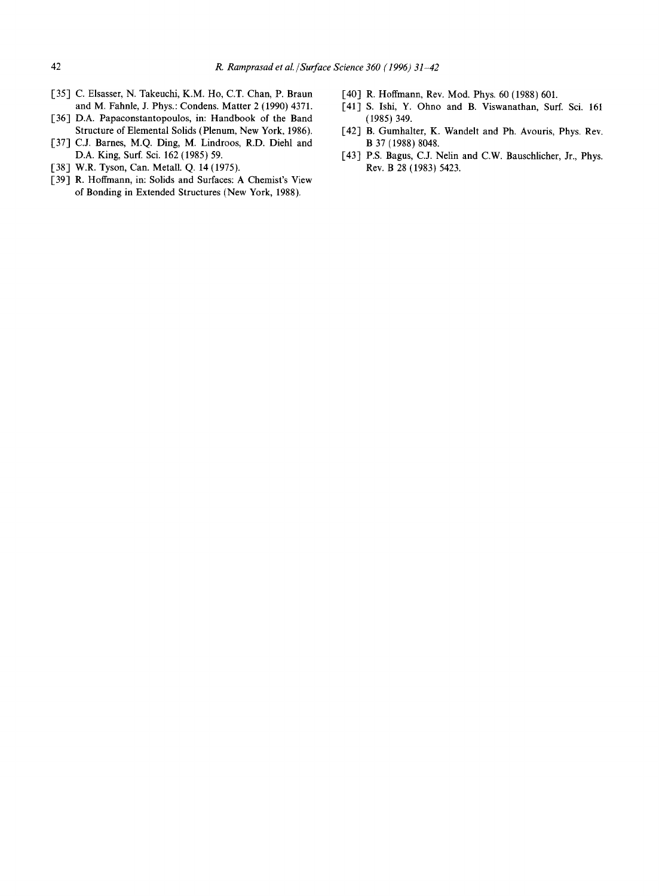[35] C. Elsasser, N. Takeuchi, K.M. Ho, C.T. Chan, P. Braun and M. Fahnle, J. Phys.: Condens. Matter 2 (1990) 4371.

[36] D.A. Papaconstantopoulos, in: Handbook of the Band Structure of Elemental Solids (Plenum, New York, 1986).

[37] C.J. Barnes, M.Q. Ding, M. Lindroos, R.D. Diehl and D.A. King, Surf. Sci. 162 (1985) 59.

[38] W.R. Tyson, Can. Metall. Q. 14 (1975).

[39] R. Hoffmann, in: Solids and Surfaces: A Chemist's View of Bonding in Extended Structures (New York, 1988).

[40] R. Hoffmann, Rev. Mod. Phys. 60 (1988) 601.

[41] S. Ishi, Y. Ohno and B. Viswanathan, Surf. Sci. 161 (1985) 349.

[42] B. Gumhalter, K. Wandelt and Ph. Avouris, Phys. Rev. B 37 (1988) 8048.

[43] P.S. Bagus, C.J. Nelin and C.W. Bauschlicher, Jr., Phys. Rev. B 28 (1983) 5423.